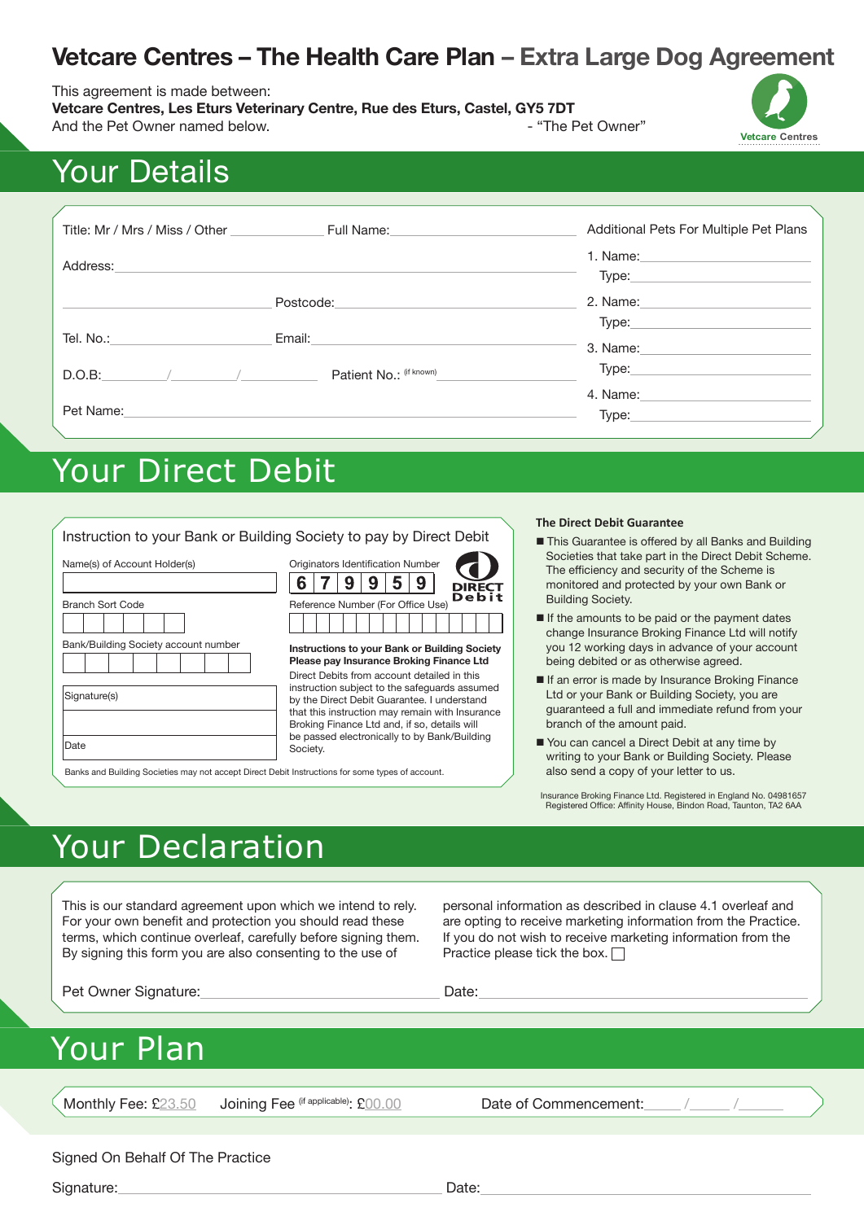# Vetcare Centres – The Health Care Plan – Extra Large Dog Agreement

This agreement is made between:
**Vetcare Centres, Les Eturs Veterinary Centre, Rue des Eturs, Castel, GY5 7DT**
And the Pet Owner named below. - "The Pet Owner"

Vetcare Centres

## Your Details

Title: Mr / Mrs / Miss / Other ____________ Full Name: ______________________

Address: ______________________________________________

______________________ Postcode: ______________________

Tel. No.: ______________________ Email: ______________________

D.O.B: ______/______/______ Patient No.: (if known) ______________________

Pet Name: ______________________________________________

Additional Pets For Multiple Pet Plans

1. Name: ______________________
   Type: ______________________
2. Name: ______________________
   Type: ______________________
3. Name: ______________________
   Type: ______________________
4. Name: ______________________
   Type: ______________________

## Your Direct Debit

Instruction to your Bank or Building Society to pay by Direct Debit

Name(s) of Account Holder(s)

Branch Sort Code

Bank/Building Society account number

Signature(s)

Date

Originators Identification Number

| 6 | 7 | 9 | 9 | 5 | 9 |
|---|---|---|---|---|---|

DIRECT Debit

Reference Number (For Office Use)

**Instructions to your Bank or Building Society**
**Please pay Insurance Broking Finance Ltd**
Direct Debits from account detailed in this instruction subject to the safeguards assumed by the Direct Debit Guarantee. I understand that this instruction may remain with Insurance Broking Finance Ltd and, if so, details will be passed electronically to by Bank/Building Society.

Banks and Building Societies may not accept Direct Debit Instructions for some types of account.

**The Direct Debit Guarantee**

- This Guarantee is offered by all Banks and Building Societies that take part in the Direct Debit Scheme. The efficiency and security of the Scheme is monitored and protected by your own Bank or Building Society.
- If the amounts to be paid or the payment dates change Insurance Broking Finance Ltd will notify you 12 working days in advance of your account being debited or as otherwise agreed.
- If an error is made by Insurance Broking Finance Ltd or your Bank or Building Society, you are guaranteed a full and immediate refund from your branch of the amount paid.
- You can cancel a Direct Debit at any time by writing to your Bank or Building Society. Please also send a copy of your letter to us.

Insurance Broking Finance Ltd. Registered in England No. 04981657
Registered Office: Affinity House, Bindon Road, Taunton, TA2 6AA

## Your Declaration

This is our standard agreement upon which we intend to rely. For your own benefit and protection you should read these terms, which continue overleaf, carefully before signing them. By signing this form you are also consenting to the use of personal information as described in clause 4.1 overleaf and are opting to receive marketing information from the Practice. If you do not wish to receive marketing information from the Practice please tick the box. ☐

Pet Owner Signature: ______________________ Date: ______________________

## Your Plan

Monthly Fee: £23.50 Joining Fee (if applicable): £00.00 Date of Commencement: _____/_____/______

Signed On Behalf Of The Practice

Signature: ______________________ Date: ______________________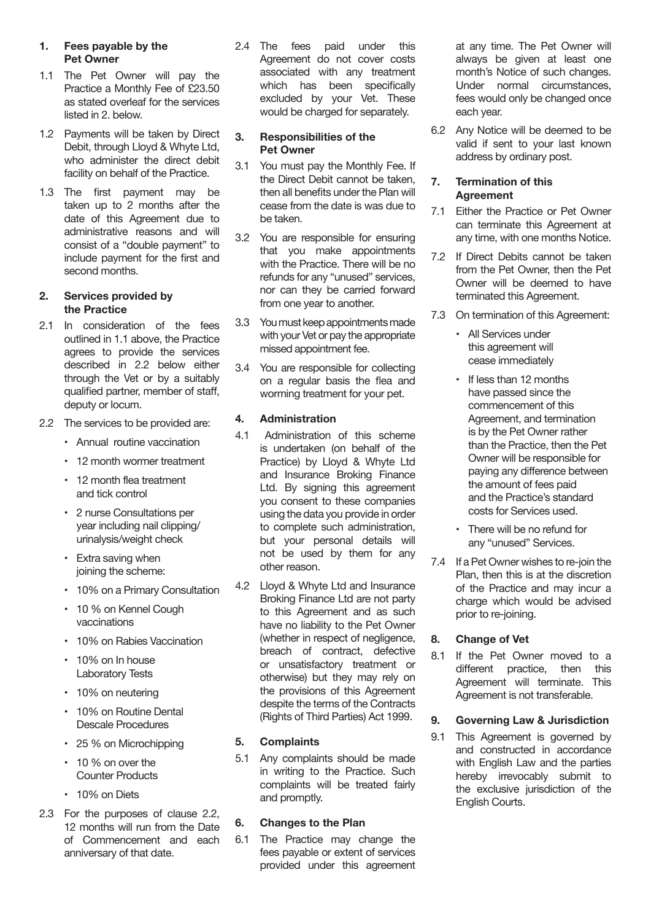## 1. Fees payable by the Pet Owner

1.1 The Pet Owner will pay the Practice a Monthly Fee of £23.50 as stated overleaf for the services listed in 2. below.

1.2 Payments will be taken by Direct Debit, through Lloyd & Whyte Ltd, who administer the direct debit facility on behalf of the Practice.

1.3 The first payment may be taken up to 2 months after the date of this Agreement due to administrative reasons and will consist of a "double payment" to include payment for the first and second months.

## 2. Services provided by the Practice

2.1 In consideration of the fees outlined in 1.1 above, the Practice agrees to provide the services described in 2.2 below either through the Vet or by a suitably qualified partner, member of staff, deputy or locum.

2.2 The services to be provided are:

- Annual routine vaccination
- 12 month wormer treatment
- 12 month flea treatment and tick control
- 2 nurse Consultations per year including nail clipping/ urinalysis/weight check
- Extra saving when joining the scheme:
- 10% on a Primary Consultation
- 10 % on Kennel Cough vaccinations
- 10% on Rabies Vaccination
- 10% on In house Laboratory Tests
- 10% on neutering
- 10% on Routine Dental Descale Procedures
- 25 % on Microchipping
- 10 % on over the Counter Products
- 10% on Diets

2.3 For the purposes of clause 2.2, 12 months will run from the Date of Commencement and each anniversary of that date.

2.4 The fees paid under this Agreement do not cover costs associated with any treatment which has been specifically excluded by your Vet. These would be charged for separately.

## 3. Responsibilities of the Pet Owner

3.1 You must pay the Monthly Fee. If the Direct Debit cannot be taken, then all benefits under the Plan will cease from the date is was due to be taken.

3.2 You are responsible for ensuring that you make appointments with the Practice. There will be no refunds for any "unused" services, nor can they be carried forward from one year to another.

3.3 You must keep appointments made with your Vet or pay the appropriate missed appointment fee.

3.4 You are responsible for collecting on a regular basis the flea and worming treatment for your pet.

## 4. Administration

4.1 Administration of this scheme is undertaken (on behalf of the Practice) by Lloyd & Whyte Ltd and Insurance Broking Finance Ltd. By signing this agreement you consent to these companies using the data you provide in order to complete such administration, but your personal details will not be used by them for any other reason.

4.2 Lloyd & Whyte Ltd and Insurance Broking Finance Ltd are not party to this Agreement and as such have no liability to the Pet Owner (whether in respect of negligence, breach of contract, defective or unsatisfactory treatment or otherwise) but they may rely on the provisions of this Agreement despite the terms of the Contracts (Rights of Third Parties) Act 1999.

## 5. Complaints

5.1 Any complaints should be made in writing to the Practice. Such complaints will be treated fairly and promptly.

## 6. Changes to the Plan

6.1 The Practice may change the fees payable or extent of services provided under this agreement at any time. The Pet Owner will always be given at least one month's Notice of such changes. Under normal circumstances, fees would only be changed once each year.

6.2 Any Notice will be deemed to be valid if sent to your last known address by ordinary post.

## 7. Termination of this Agreement

7.1 Either the Practice or Pet Owner can terminate this Agreement at any time, with one months Notice.

7.2 If Direct Debits cannot be taken from the Pet Owner, then the Pet Owner will be deemed to have terminated this Agreement.

7.3 On termination of this Agreement:

- All Services under this agreement will cease immediately
- If less than 12 months have passed since the commencement of this Agreement, and termination is by the Pet Owner rather than the Practice, then the Pet Owner will be responsible for paying any difference between the amount of fees paid and the Practice's standard costs for Services used.
- There will be no refund for any "unused" Services.

7.4 If a Pet Owner wishes to re-join the Plan, then this is at the discretion of the Practice and may incur a charge which would be advised prior to re-joining.

## 8. Change of Vet

8.1 If the Pet Owner moved to a different practice, then this Agreement will terminate. This Agreement is not transferable.

## 9. Governing Law & Jurisdiction

9.1 This Agreement is governed by and constructed in accordance with English Law and the parties hereby irrevocably submit to the exclusive jurisdiction of the English Courts.